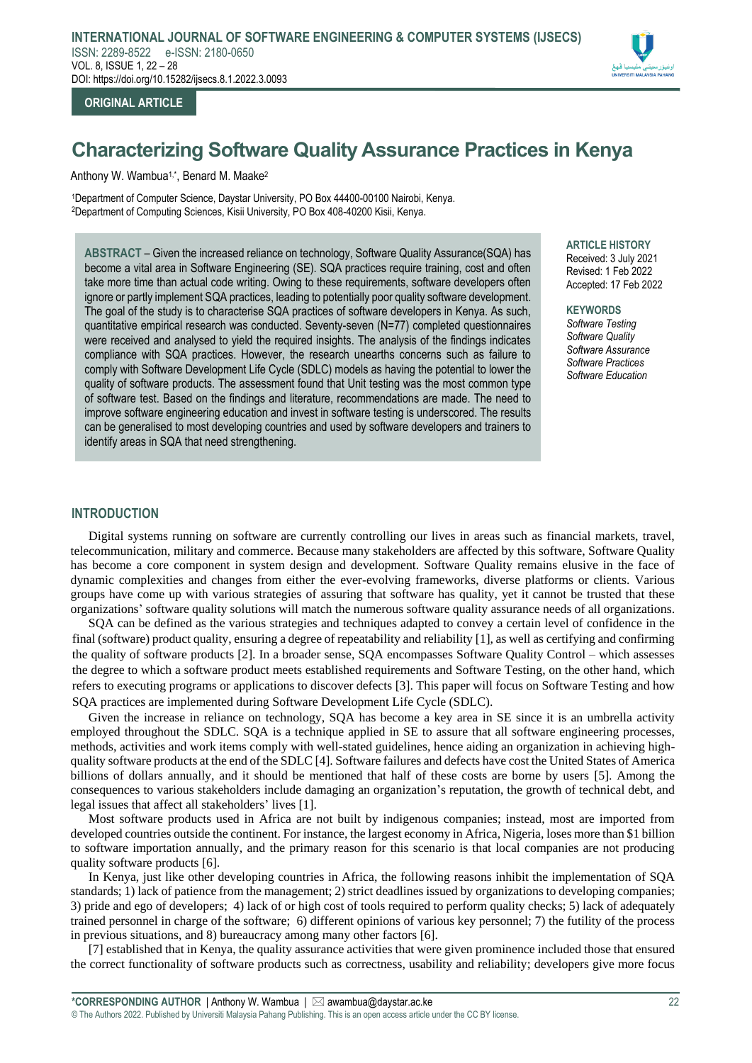ORIGINAL ARTICLE

# Characterizing Software Quality Assurance Practices in Kenya

Anthony W. Wambua[1,*], Benard M. Maake[2]

[1]Department of Computer Science, Daystar University, PO Box 44400-00100 Nairobi, Kenya.
[2]Department of Computing Sciences, Kisii University, PO Box 408-40200 Kisii, Kenya.

**ABSTRACT** – Given the increased reliance on technology, Software Quality Assurance(SQA) has become a vital area in Software Engineering (SE). SQA practices require training, cost and often take more time than actual code writing. Owing to these requirements, software developers often ignore or partly implement SQA practices, leading to potentially poor quality software development. The goal of the study is to characterise SQA practices of software developers in Kenya. As such, quantitative empirical research was conducted. Seventy-seven (N=77) completed questionnaires were received and analysed to yield the required insights. The analysis of the findings indicates compliance with SQA practices. However, the research unearths concerns such as failure to comply with Software Development Life Cycle (SDLC) models as having the potential to lower the quality of software products. The assessment found that Unit testing was the most common type of software test. Based on the findings and literature, recommendations are made. The need to improve software engineering education and invest in software testing is underscored. The results can be generalised to most developing countries and used by software developers and trainers to identify areas in SQA that need strengthening.

**ARTICLE HISTORY**
Received: 3 July 2021
Revised: 1 Feb 2022
Accepted: 17 Feb 2022

**KEYWORDS**
*Software Testing*
*Software Quality*
*Software Assurance*
*Software Practices*
*Software Education*

## INTRODUCTION

Digital systems running on software are currently controlling our lives in areas such as financial markets, travel, telecommunication, military and commerce. Because many stakeholders are affected by this software, Software Quality has become a core component in system design and development. Software Quality remains elusive in the face of dynamic complexities and changes from either the ever-evolving frameworks, diverse platforms or clients. Various groups have come up with various strategies of assuring that software has quality, yet it cannot be trusted that these organizations' software quality solutions will match the numerous software quality assurance needs of all organizations.

SQA can be defined as the various strategies and techniques adapted to convey a certain level of confidence in the final (software) product quality, ensuring a degree of repeatability and reliability [1], as well as certifying and confirming the quality of software products [2]. In a broader sense, SQA encompasses Software Quality Control – which assesses the degree to which a software product meets established requirements and Software Testing, on the other hand, which refers to executing programs or applications to discover defects [3]. This paper will focus on Software Testing and how SQA practices are implemented during Software Development Life Cycle (SDLC).

Given the increase in reliance on technology, SQA has become a key area in SE since it is an umbrella activity employed throughout the SDLC. SQA is a technique applied in SE to assure that all software engineering processes, methods, activities and work items comply with well-stated guidelines, hence aiding an organization in achieving high-quality software products at the end of the SDLC [4]. Software failures and defects have cost the United States of America billions of dollars annually, and it should be mentioned that half of these costs are borne by users [5]. Among the consequences to various stakeholders include damaging an organization's reputation, the growth of technical debt, and legal issues that affect all stakeholders' lives [1].

Most software products used in Africa are not built by indigenous companies; instead, most are imported from developed countries outside the continent. For instance, the largest economy in Africa, Nigeria, loses more than $1 billion to software importation annually, and the primary reason for this scenario is that local companies are not producing quality software products [6].

In Kenya, just like other developing countries in Africa, the following reasons inhibit the implementation of SQA standards; 1) lack of patience from the management; 2) strict deadlines issued by organizations to developing companies; 3) pride and ego of developers; 4) lack of or high cost of tools required to perform quality checks; 5) lack of adequately trained personnel in charge of the software; 6) different opinions of various key personnel; 7) the futility of the process in previous situations, and 8) bureaucracy among many other factors [6].

[7] established that in Kenya, the quality assurance activities that were given prominence included those that ensured the correct functionality of software products such as correctness, usability and reliability; developers give more focus

*CORRESPONDING AUTHOR | Anthony W. Wambua | awambua@daystar.ac.ke

© The Authors 2022. Published by Universiti Malaysia Pahang Publishing. This is an open access article under the CC BY license.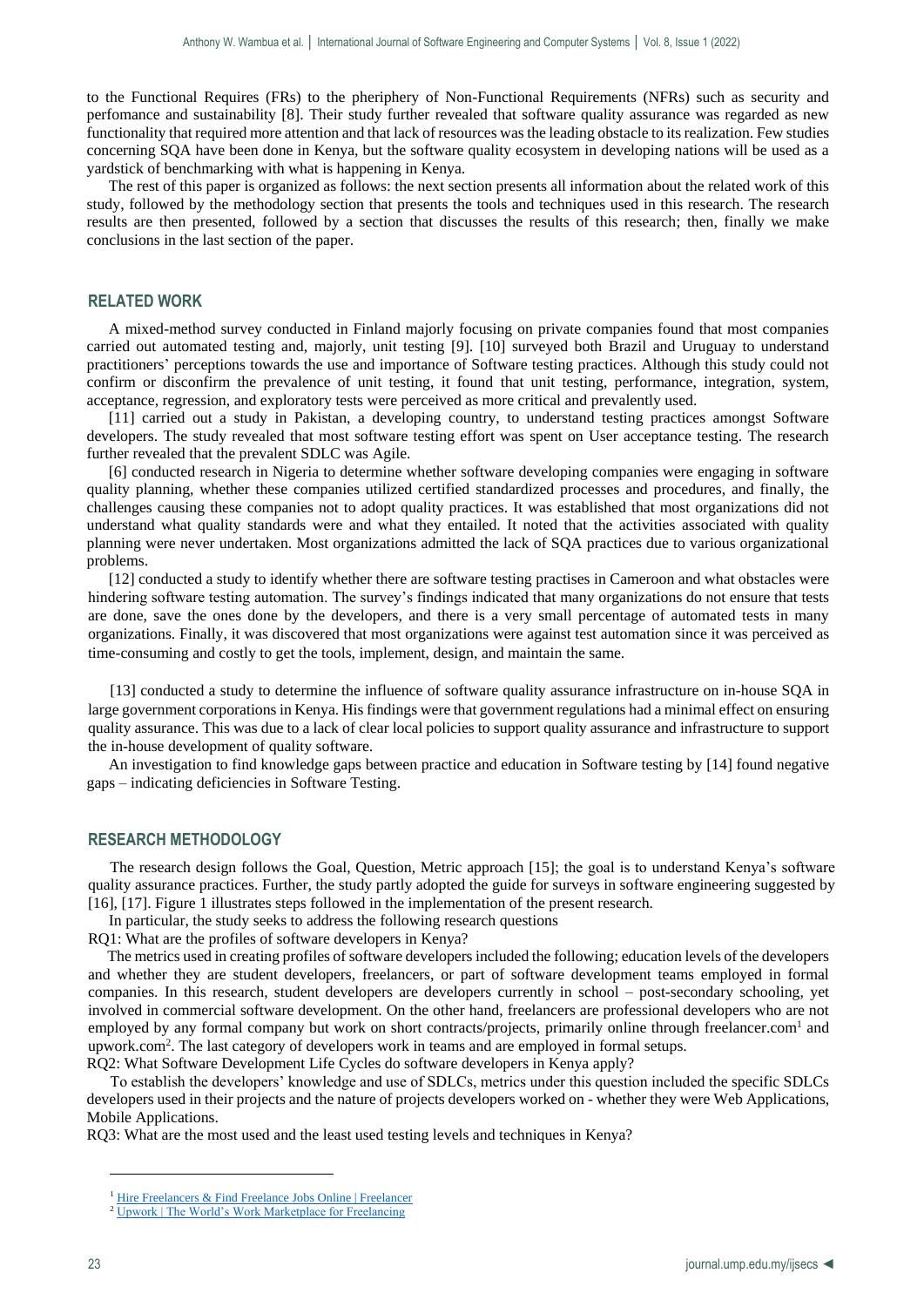to the Functional Requires (FRs) to the pheriphery of Non-Functional Requirements (NFRs) such as security and perfomance and sustainability [8]. Their study further revealed that software quality assurance was regarded as new functionality that required more attention and that lack of resources was the leading obstacle to its realization. Few studies concerning SQA have been done in Kenya, but the software quality ecosystem in developing nations will be used as a yardstick of benchmarking with what is happening in Kenya.

The rest of this paper is organized as follows: the next section presents all information about the related work of this study, followed by the methodology section that presents the tools and techniques used in this research. The research results are then presented, followed by a section that discusses the results of this research; then, finally we make conclusions in the last section of the paper.

## RELATED WORK

A mixed-method survey conducted in Finland majorly focusing on private companies found that most companies carried out automated testing and, majorly, unit testing [9]. [10] surveyed both Brazil and Uruguay to understand practitioners' perceptions towards the use and importance of Software testing practices. Although this study could not confirm or disconfirm the prevalence of unit testing, it found that unit testing, performance, integration, system, acceptance, regression, and exploratory tests were perceived as more critical and prevalently used.

[11] carried out a study in Pakistan, a developing country, to understand testing practices amongst Software developers. The study revealed that most software testing effort was spent on User acceptance testing. The research further revealed that the prevalent SDLC was Agile.

[6] conducted research in Nigeria to determine whether software developing companies were engaging in software quality planning, whether these companies utilized certified standardized processes and procedures, and finally, the challenges causing these companies not to adopt quality practices. It was established that most organizations did not understand what quality standards were and what they entailed. It noted that the activities associated with quality planning were never undertaken. Most organizations admitted the lack of SQA practices due to various organizational problems.

[12] conducted a study to identify whether there are software testing practises in Cameroon and what obstacles were hindering software testing automation. The survey's findings indicated that many organizations do not ensure that tests are done, save the ones done by the developers, and there is a very small percentage of automated tests in many organizations. Finally, it was discovered that most organizations were against test automation since it was perceived as time-consuming and costly to get the tools, implement, design, and maintain the same.

[13] conducted a study to determine the influence of software quality assurance infrastructure on in-house SQA in large government corporations in Kenya. His findings were that government regulations had a minimal effect on ensuring quality assurance. This was due to a lack of clear local policies to support quality assurance and infrastructure to support the in-house development of quality software.

An investigation to find knowledge gaps between practice and education in Software testing by [14] found negative gaps – indicating deficiencies in Software Testing.

## RESEARCH METHODOLOGY

The research design follows the Goal, Question, Metric approach [15]; the goal is to understand Kenya's software quality assurance practices. Further, the study partly adopted the guide for surveys in software engineering suggested by [16], [17]. Figure 1 illustrates steps followed in the implementation of the present research.

In particular, the study seeks to address the following research questions

RQ1: What are the profiles of software developers in Kenya?

The metrics used in creating profiles of software developers included the following; education levels of the developers and whether they are student developers, freelancers, or part of software development teams employed in formal companies. In this research, student developers are developers currently in school – post-secondary schooling, yet involved in commercial software development. On the other hand, freelancers are professional developers who are not employed by any formal company but work on short contracts/projects, primarily online through freelancer.com[1] and upwork.com[2]. The last category of developers work in teams and are employed in formal setups.

RQ2: What Software Development Life Cycles do software developers in Kenya apply?

To establish the developers' knowledge and use of SDLCs, metrics under this question included the specific SDLCs developers used in their projects and the nature of projects developers worked on - whether they were Web Applications, Mobile Applications.

RQ3: What are the most used and the least used testing levels and techniques in Kenya?

[1] Hire Freelancers & Find Freelance Jobs Online | Freelancer
[2] Upwork | The World's Work Marketplace for Freelancing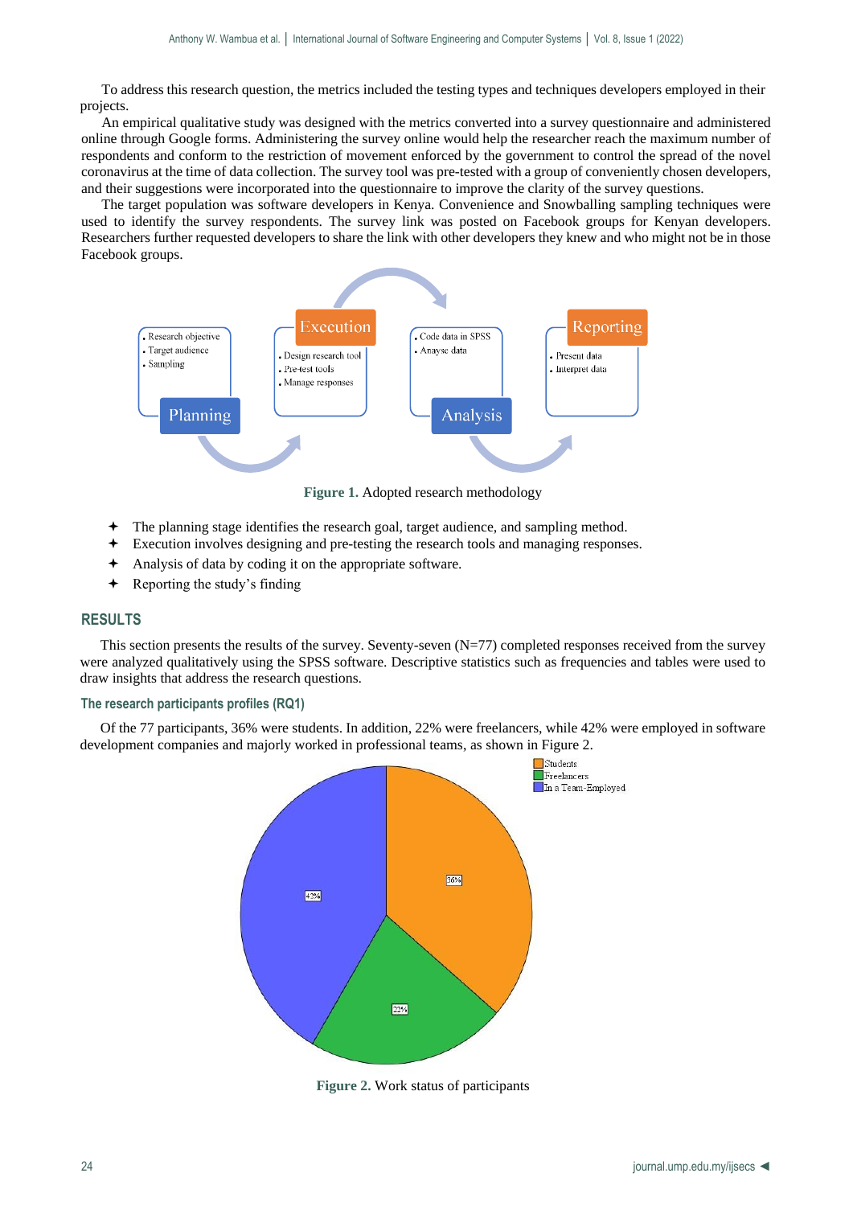To address this research question, the metrics included the testing types and techniques developers employed in their projects.

An empirical qualitative study was designed with the metrics converted into a survey questionnaire and administered online through Google forms. Administering the survey online would help the researcher reach the maximum number of respondents and conform to the restriction of movement enforced by the government to control the spread of the novel coronavirus at the time of data collection. The survey tool was pre-tested with a group of conveniently chosen developers, and their suggestions were incorporated into the questionnaire to improve the clarity of the survey questions.

The target population was software developers in Kenya. Convenience and Snowballing sampling techniques were used to identify the survey respondents. The survey link was posted on Facebook groups for Kenyan developers. Researchers further requested developers to share the link with other developers they knew and who might not be in those Facebook groups.

**Figure 1.** Adopted research methodology

- The planning stage identifies the research goal, target audience, and sampling method.
- Execution involves designing and pre-testing the research tools and managing responses.
- Analysis of data by coding it on the appropriate software.
- Reporting the study's finding

## RESULTS

This section presents the results of the survey. Seventy-seven (N=77) completed responses received from the survey were analyzed qualitatively using the SPSS software. Descriptive statistics such as frequencies and tables were used to draw insights that address the research questions.

### The research participants profiles (RQ1)

Of the 77 participants, 36% were students. In addition, 22% were freelancers, while 42% were employed in software development companies and majorly worked in professional teams, as shown in Figure 2.

**Figure 2.** Work status of participants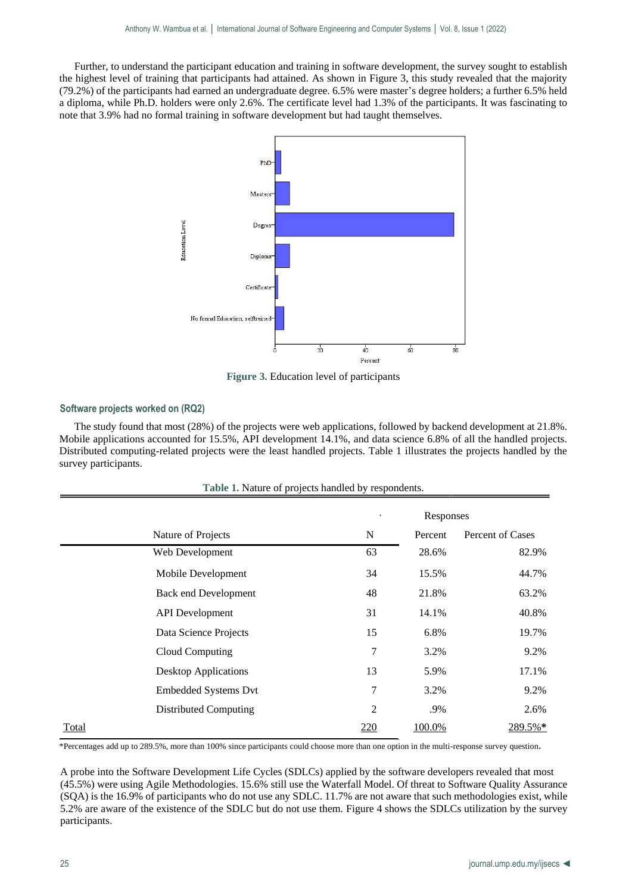Further, to understand the participant education and training in software development, the survey sought to establish the highest level of training that participants had attained. As shown in Figure 3, this study revealed that the majority (79.2%) of the participants had earned an undergraduate degree. 6.5% were master's degree holders; a further 6.5% held a diploma, while Ph.D. holders were only 2.6%. The certificate level had 1.3% of the participants. It was fascinating to note that 3.9% had no formal training in software development but had taught themselves.

**Figure 3.** Education level of participants

### Software projects worked on (RQ2)

The study found that most (28%) of the projects were web applications, followed by backend development at 21.8%. Mobile applications accounted for 15.5%, API development 14.1%, and data science 6.8% of all the handled projects. Distributed computing-related projects were the least handled projects. Table 1 illustrates the projects handled by the survey participants.

**Table 1.** Nature of projects handled by respondents.

| | Responses | | |
|---|---|---|---|
| Nature of Projects | N | Percent | Percent of Cases |
| Web Development | 63 | 28.6% | 82.9% |
| Mobile Development | 34 | 15.5% | 44.7% |
| Back end Development | 48 | 21.8% | 63.2% |
| API Development | 31 | 14.1% | 40.8% |
| Data Science Projects | 15 | 6.8% | 19.7% |
| Cloud Computing | 7 | 3.2% | 9.2% |
| Desktop Applications | 13 | 5.9% | 17.1% |
| Embedded Systems Dvt | 7 | 3.2% | 9.2% |
| Distributed Computing | 2 | .9% | 2.6% |
| Total | 220 | 100.0% | 289.5%* |

*Percentages add up to 289.5%, more than 100% since participants could choose more than one option in the multi-response survey question.

A probe into the Software Development Life Cycles (SDLCs) applied by the software developers revealed that most (45.5%) were using Agile Methodologies. 15.6% still use the Waterfall Model. Of threat to Software Quality Assurance (SQA) is the 16.9% of participants who do not use any SDLC. 11.7% are not aware that such methodologies exist, while 5.2% are aware of the existence of the SDLC but do not use them. Figure 4 shows the SDLCs utilization by the survey participants.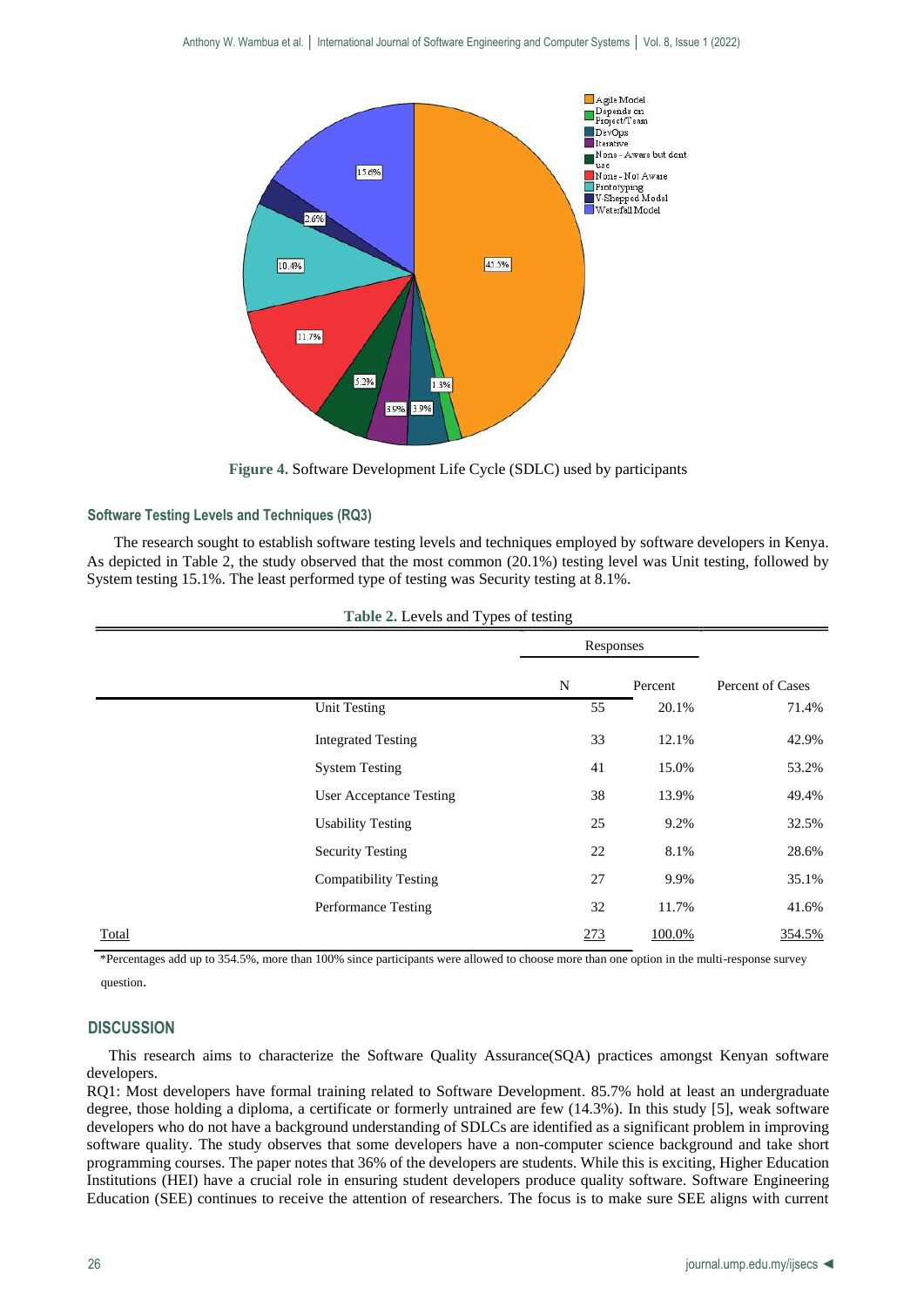Figure 4. Software Development Life Cycle (SDLC) used by participants

### Software Testing Levels and Techniques (RQ3)

The research sought to establish software testing levels and techniques employed by software developers in Kenya. As depicted in Table 2, the study observed that the most common (20.1%) testing level was Unit testing, followed by System testing 15.1%. The least performed type of testing was Security testing at 8.1%.

Table 2. Levels and Types of testing

| | Responses | | Percent of Cases |
|---|---|---|---|
| | N | Percent | |
| Unit Testing | 55 | 20.1% | 71.4% |
| Integrated Testing | 33 | 12.1% | 42.9% |
| System Testing | 41 | 15.0% | 53.2% |
| User Acceptance Testing | 38 | 13.9% | 49.4% |
| Usability Testing | 25 | 9.2% | 32.5% |
| Security Testing | 22 | 8.1% | 28.6% |
| Compatibility Testing | 27 | 9.9% | 35.1% |
| Performance Testing | 32 | 11.7% | 41.6% |
| Total | 273 | 100.0% | 354.5% |

*Percentages add up to 354.5%, more than 100% since participants were allowed to choose more than one option in the multi-response survey question.

## DISCUSSION

This research aims to characterize the Software Quality Assurance(SQA) practices amongst Kenyan software developers.

RQ1: Most developers have formal training related to Software Development. 85.7% hold at least an undergraduate degree, those holding a diploma, a certificate or formerly untrained are few (14.3%). In this study [5], weak software developers who do not have a background understanding of SDLCs are identified as a significant problem in improving software quality. The study observes that some developers have a non-computer science background and take short programming courses. The paper notes that 36% of the developers are students. While this is exciting, Higher Education Institutions (HEI) have a crucial role in ensuring student developers produce quality software. Software Engineering Education (SEE) continues to receive the attention of researchers. The focus is to make sure SEE aligns with current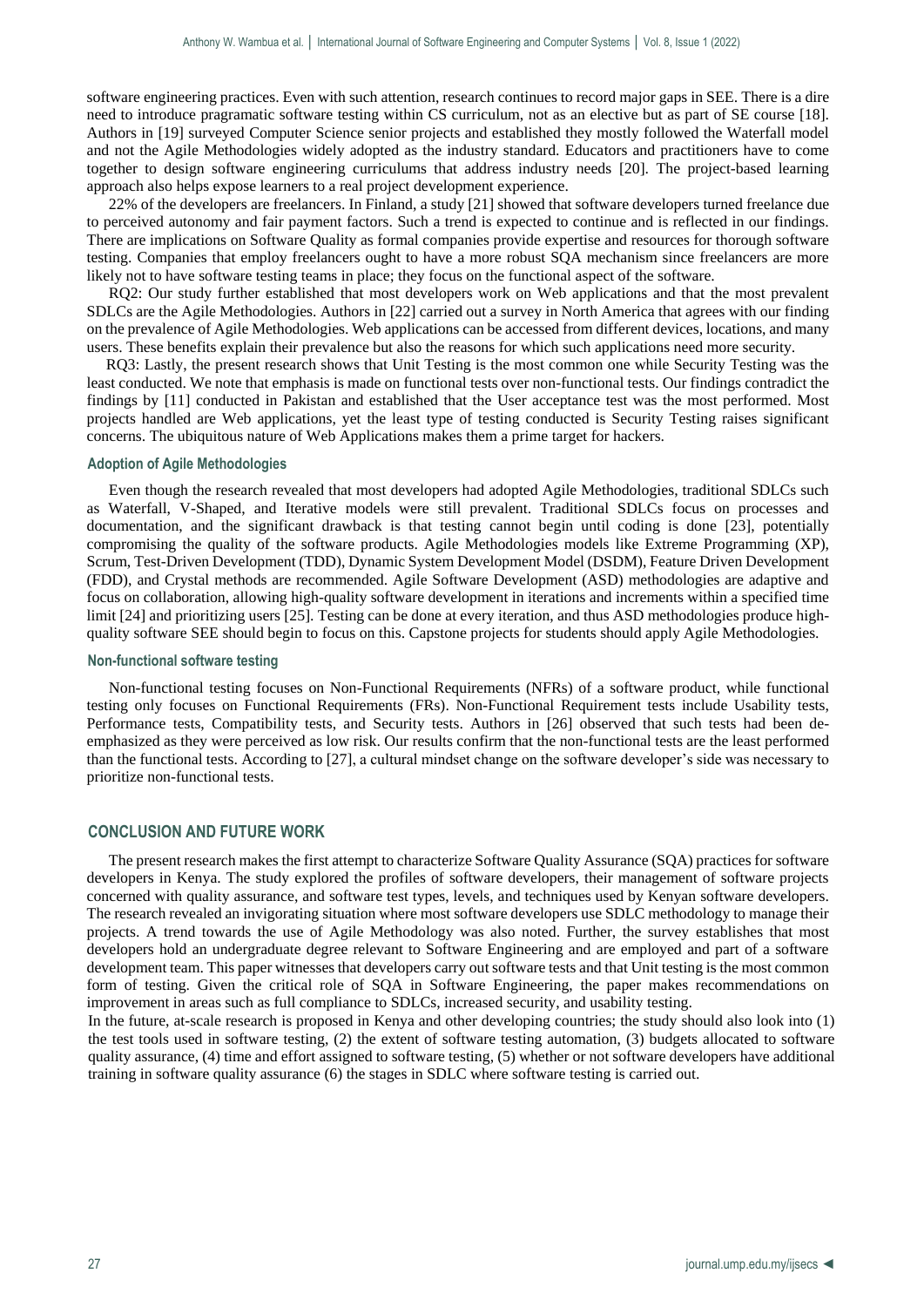software engineering practices. Even with such attention, research continues to record major gaps in SEE. There is a dire need to introduce pragramatic software testing within CS curriculum, not as an elective but as part of SE course [18]. Authors in [19] surveyed Computer Science senior projects and established they mostly followed the Waterfall model and not the Agile Methodologies widely adopted as the industry standard. Educators and practitioners have to come together to design software engineering curriculums that address industry needs [20]. The project-based learning approach also helps expose learners to a real project development experience.

22% of the developers are freelancers. In Finland, a study [21] showed that software developers turned freelance due to perceived autonomy and fair payment factors. Such a trend is expected to continue and is reflected in our findings. There are implications on Software Quality as formal companies provide expertise and resources for thorough software testing. Companies that employ freelancers ought to have a more robust SQA mechanism since freelancers are more likely not to have software testing teams in place; they focus on the functional aspect of the software.

RQ2: Our study further established that most developers work on Web applications and that the most prevalent SDLCs are the Agile Methodologies. Authors in [22] carried out a survey in North America that agrees with our finding on the prevalence of Agile Methodologies. Web applications can be accessed from different devices, locations, and many users. These benefits explain their prevalence but also the reasons for which such applications need more security.

RQ3: Lastly, the present research shows that Unit Testing is the most common one while Security Testing was the least conducted. We note that emphasis is made on functional tests over non-functional tests. Our findings contradict the findings by [11] conducted in Pakistan and established that the User acceptance test was the most performed. Most projects handled are Web applications, yet the least type of testing conducted is Security Testing raises significant concerns. The ubiquitous nature of Web Applications makes them a prime target for hackers.

### Adoption of Agile Methodologies

Even though the research revealed that most developers had adopted Agile Methodologies, traditional SDLCs such as Waterfall, V-Shaped, and Iterative models were still prevalent. Traditional SDLCs focus on processes and documentation, and the significant drawback is that testing cannot begin until coding is done [23], potentially compromising the quality of the software products. Agile Methodologies models like Extreme Programming (XP), Scrum, Test-Driven Development (TDD), Dynamic System Development Model (DSDM), Feature Driven Development (FDD), and Crystal methods are recommended. Agile Software Development (ASD) methodologies are adaptive and focus on collaboration, allowing high-quality software development in iterations and increments within a specified time limit [24] and prioritizing users [25]. Testing can be done at every iteration, and thus ASD methodologies produce high-quality software SEE should begin to focus on this. Capstone projects for students should apply Agile Methodologies.

### Non-functional software testing

Non-functional testing focuses on Non-Functional Requirements (NFRs) of a software product, while functional testing only focuses on Functional Requirements (FRs). Non-Functional Requirement tests include Usability tests, Performance tests, Compatibility tests, and Security tests. Authors in [26] observed that such tests had been de-emphasized as they were perceived as low risk. Our results confirm that the non-functional tests are the least performed than the functional tests. According to [27], a cultural mindset change on the software developer's side was necessary to prioritize non-functional tests.

## CONCLUSION AND FUTURE WORK

The present research makes the first attempt to characterize Software Quality Assurance (SQA) practices for software developers in Kenya. The study explored the profiles of software developers, their management of software projects concerned with quality assurance, and software test types, levels, and techniques used by Kenyan software developers. The research revealed an invigorating situation where most software developers use SDLC methodology to manage their projects. A trend towards the use of Agile Methodology was also noted. Further, the survey establishes that most developers hold an undergraduate degree relevant to Software Engineering and are employed and part of a software development team. This paper witnesses that developers carry out software tests and that Unit testing is the most common form of testing. Given the critical role of SQA in Software Engineering, the paper makes recommendations on improvement in areas such as full compliance to SDLCs, increased security, and usability testing.

In the future, at-scale research is proposed in Kenya and other developing countries; the study should also look into (1) the test tools used in software testing, (2) the extent of software testing automation, (3) budgets allocated to software quality assurance, (4) time and effort assigned to software testing, (5) whether or not software developers have additional training in software quality assurance (6) the stages in SDLC where software testing is carried out.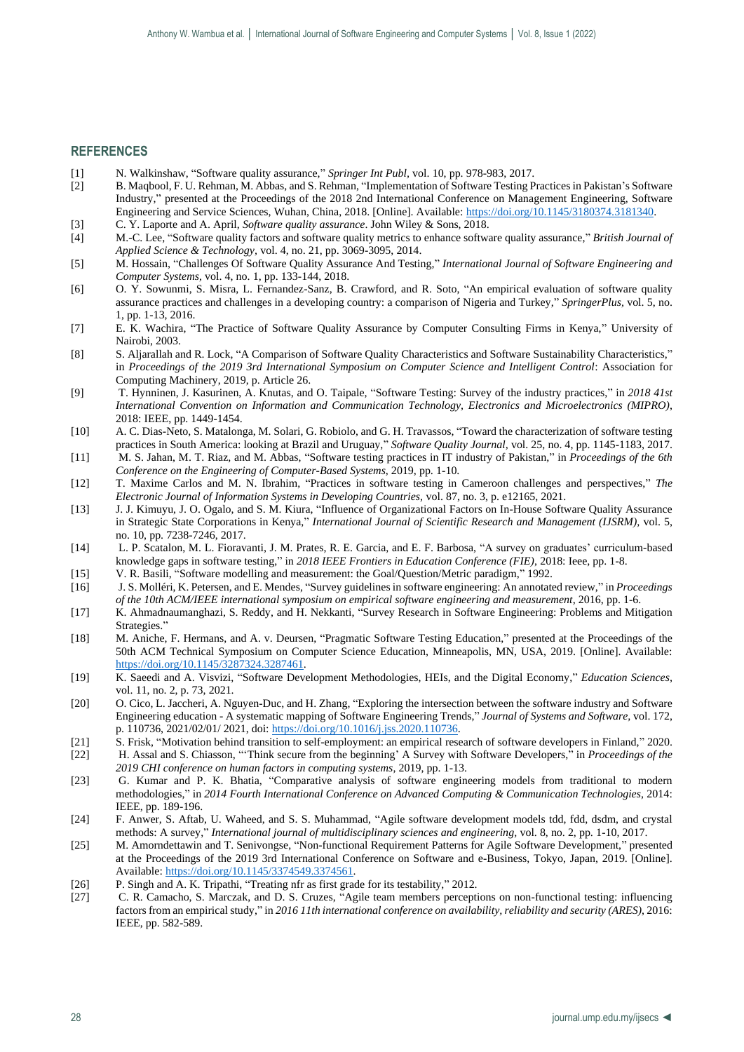## REFERENCES

[1] N. Walkinshaw, "Software quality assurance," *Springer Int Publ*, vol. 10, pp. 978-983, 2017.

[2] B. Maqbool, F. U. Rehman, M. Abbas, and S. Rehman, "Implementation of Software Testing Practices in Pakistan's Software Industry," presented at the Proceedings of the 2018 2nd International Conference on Management Engineering, Software Engineering and Service Sciences, Wuhan, China, 2018. [Online]. Available: https://doi.org/10.1145/3180374.3181340.

[3] C. Y. Laporte and A. April, *Software quality assurance*. John Wiley & Sons, 2018.

[4] M.-C. Lee, "Software quality factors and software quality metrics to enhance software quality assurance," *British Journal of Applied Science & Technology*, vol. 4, no. 21, pp. 3069-3095, 2014.

[5] M. Hossain, "Challenges Of Software Quality Assurance And Testing," *International Journal of Software Engineering and Computer Systems*, vol. 4, no. 1, pp. 133-144, 2018.

[6] O. Y. Sowunmi, S. Misra, L. Fernandez-Sanz, B. Crawford, and R. Soto, "An empirical evaluation of software quality assurance practices and challenges in a developing country: a comparison of Nigeria and Turkey," *SpringerPlus*, vol. 5, no. 1, pp. 1-13, 2016.

[7] E. K. Wachira, "The Practice of Software Quality Assurance by Computer Consulting Firms in Kenya," University of Nairobi, 2003.

[8] S. Aljarallah and R. Lock, "A Comparison of Software Quality Characteristics and Software Sustainability Characteristics," in *Proceedings of the 2019 3rd International Symposium on Computer Science and Intelligent Control*: Association for Computing Machinery, 2019, p. Article 26.

[9] T. Hynninen, J. Kasurinen, A. Knutas, and O. Taipale, "Software Testing: Survey of the industry practices," in *2018 41st International Convention on Information and Communication Technology, Electronics and Microelectronics (MIPRO)*, 2018: IEEE, pp. 1449-1454.

[10] A. C. Dias-Neto, S. Matalonga, M. Solari, G. Robiolo, and G. H. Travassos, "Toward the characterization of software testing practices in South America: looking at Brazil and Uruguay," *Software Quality Journal*, vol. 25, no. 4, pp. 1145-1183, 2017.

[11] M. S. Jahan, M. T. Riaz, and M. Abbas, "Software testing practices in IT industry of Pakistan," in *Proceedings of the 6th Conference on the Engineering of Computer-Based Systems*, 2019, pp. 1-10.

[12] T. Maxime Carlos and M. N. Ibrahim, "Practices in software testing in Cameroon challenges and perspectives," *The Electronic Journal of Information Systems in Developing Countries*, vol. 87, no. 3, p. e12165, 2021.

[13] J. J. Kimuyu, J. O. Ogalo, and S. M. Kiura, "Influence of Organizational Factors on In-House Software Quality Assurance in Strategic State Corporations in Kenya," *International Journal of Scientific Research and Management (IJSRM)*, vol. 5, no. 10, pp. 7238-7246, 2017.

[14] L. P. Scatalon, M. L. Fioravanti, J. M. Prates, R. E. Garcia, and E. F. Barbosa, "A survey on graduates' curriculum-based knowledge gaps in software testing," in *2018 IEEE Frontiers in Education Conference (FIE)*, 2018: Ieee, pp. 1-8.

[15] V. R. Basili, "Software modelling and measurement: the Goal/Question/Metric paradigm," 1992.

[16] J. S. Molléri, K. Petersen, and E. Mendes, "Survey guidelines in software engineering: An annotated review," in *Proceedings of the 10th ACM/IEEE international symposium on empirical software engineering and measurement*, 2016, pp. 1-6.

[17] K. Ahmadnaumanghazi, S. Reddy, and H. Nekkanti, "Survey Research in Software Engineering: Problems and Mitigation Strategies."

[18] M. Aniche, F. Hermans, and A. v. Deursen, "Pragmatic Software Testing Education," presented at the Proceedings of the 50th ACM Technical Symposium on Computer Science Education, Minneapolis, MN, USA, 2019. [Online]. Available: https://doi.org/10.1145/3287324.3287461.

[19] K. Saeedi and A. Visvizi, "Software Development Methodologies, HEIs, and the Digital Economy," *Education Sciences*, vol. 11, no. 2, p. 73, 2021.

[20] O. Cico, L. Jaccheri, A. Nguyen-Duc, and H. Zhang, "Exploring the intersection between the software industry and Software Engineering education - A systematic mapping of Software Engineering Trends," *Journal of Systems and Software*, vol. 172, p. 110736, 2021/02/01/ 2021, doi: https://doi.org/10.1016/j.jss.2020.110736.

[21] S. Frisk, "Motivation behind transition to self-employment: an empirical research of software developers in Finland," 2020.

[22] H. Assal and S. Chiasson, "'Think secure from the beginning' A Survey with Software Developers," in *Proceedings of the 2019 CHI conference on human factors in computing systems*, 2019, pp. 1-13.

[23] G. Kumar and P. K. Bhatia, "Comparative analysis of software engineering models from traditional to modern methodologies," in *2014 Fourth International Conference on Advanced Computing & Communication Technologies*, 2014: IEEE, pp. 189-196.

[24] F. Anwer, S. Aftab, U. Waheed, and S. S. Muhammad, "Agile software development models tdd, fdd, dsdm, and crystal methods: A survey," *International journal of multidisciplinary sciences and engineering*, vol. 8, no. 2, pp. 1-10, 2017.

[25] M. Amorndettawin and T. Senivongse, "Non-functional Requirement Patterns for Agile Software Development," presented at the Proceedings of the 2019 3rd International Conference on Software and e-Business, Tokyo, Japan, 2019. [Online]. Available: https://doi.org/10.1145/3374549.3374561.

[26] P. Singh and A. K. Tripathi, "Treating nfr as first grade for its testability," 2012.

[27] C. R. Camacho, S. Marczak, and D. S. Cruzes, "Agile team members perceptions on non-functional testing: influencing factors from an empirical study," in *2016 11th international conference on availability, reliability and security (ARES)*, 2016: IEEE, pp. 582-589.